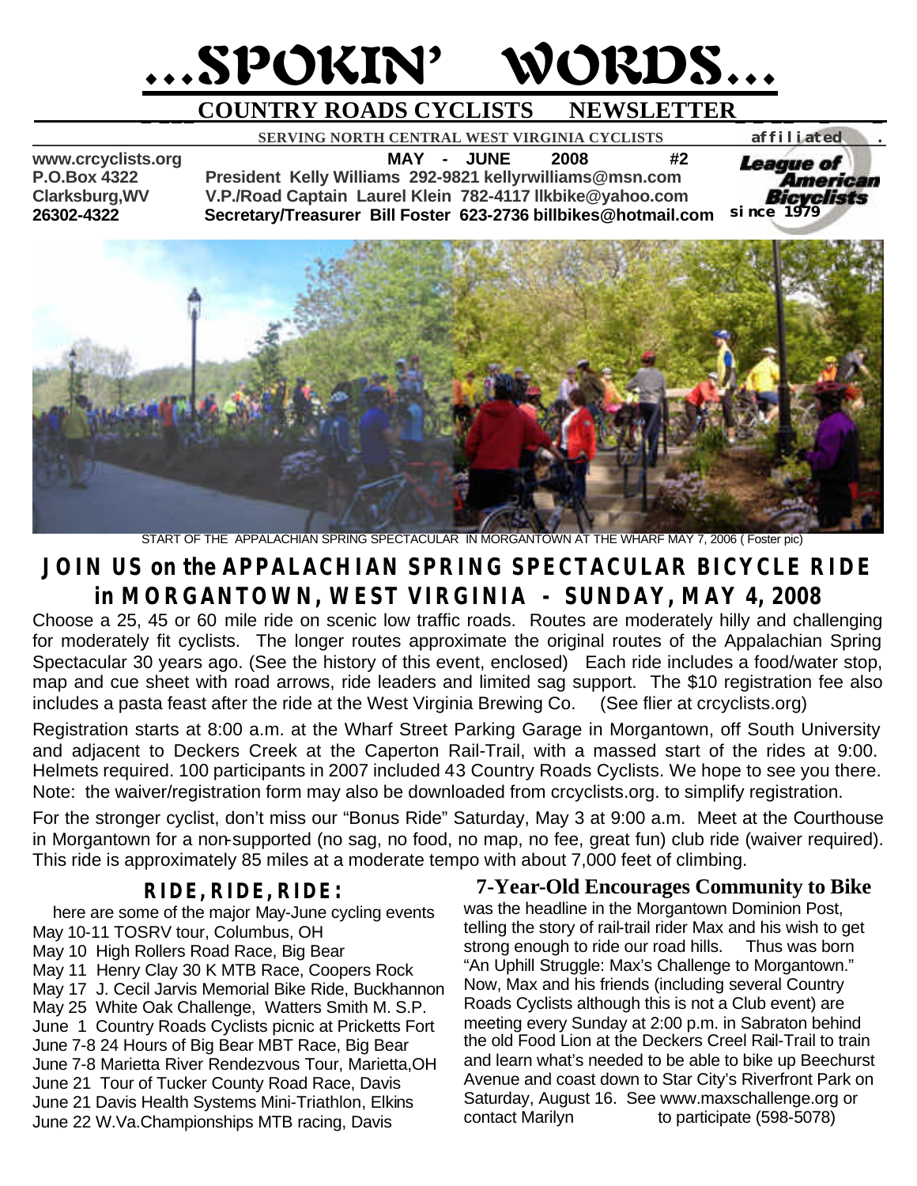# ...SPOKIN' WORDS...

## COUNTRY ROADS CYCLISTS NEWSLETTER

**SERVING NORTH CENTRAL WEST VIRGINIA CYCLISTS** affiliated League of American Bicyclists since 1979

**www.crcyclists.org** **MAY - JUNE 2008 #2**
**P.O.Box 4322** **President Kelly Williams 292-9821 kellyrwilliams@msn.com**
**Clarksburg,WV** **V.P./Road Captain Laurel Klein 782-4117 llkbike@yahoo.com**
**26302-4322** **Secretary/Treasurer Bill Foster 623-2736 billbikes@hotmail.com**

START OF THE APPALACHIAN SPRING SPECTACULAR IN MORGANTOWN AT THE WHARF MAY 7, 2006 ( Foster pic)

## JOIN US on the APPALACHIAN SPRING SPECTACULAR BICYCLE RIDE in MORGANTOWN, WEST VIRGINIA - SUNDAY, MAY 4, 2008

Choose a 25, 45 or 60 mile ride on scenic low traffic roads. Routes are moderately hilly and challenging for moderately fit cyclists. The longer routes approximate the original routes of the Appalachian Spring Spectacular 30 years ago. (See the history of this event, enclosed) Each ride includes a food/water stop, map and cue sheet with road arrows, ride leaders and limited sag support. The $10 registration fee also includes a pasta feast after the ride at the West Virginia Brewing Co. (See flier at crcyclists.org)

Registration starts at 8:00 a.m. at the Wharf Street Parking Garage in Morgantown, off South University and adjacent to Deckers Creek at the Caperton Rail-Trail, with a massed start of the rides at 9:00. Helmets required. 100 participants in 2007 included 43 Country Roads Cyclists. We hope to see you there. Note: the waiver/registration form may also be downloaded from crcyclists.org. to simplify registration.

For the stronger cyclist, don't miss our "Bonus Ride" Saturday, May 3 at 9:00 a.m. Meet at the Courthouse in Morgantown for a non-supported (no sag, no food, no map, no fee, great fun) club ride (waiver required). This ride is approximately 85 miles at a moderate tempo with about 7,000 feet of climbing.

### RIDE, RIDE, RIDE:

here are some of the major May-June cycling events

- May 10-11 TOSRV tour, Columbus, OH
- May 10 High Rollers Road Race, Big Bear
- May 11 Henry Clay 30 K MTB Race, Coopers Rock
- May 17 J. Cecil Jarvis Memorial Bike Ride, Buckhannon
- May 25 White Oak Challenge, Watters Smith M. S.P.
- June 1 Country Roads Cyclists picnic at Pricketts Fort
- June 7-8 24 Hours of Big Bear MBT Race, Big Bear
- June 7-8 Marietta River Rendezvous Tour, Marietta,OH
- June 21 Tour of Tucker County Road Race, Davis
- June 21 Davis Health Systems Mini-Triathlon, Elkins
- June 22 W.Va.Championships MTB racing, Davis

### 7-Year-Old Encourages Community to Bike

was the headline in the Morgantown Dominion Post, telling the story of rail-trail rider Max and his wish to get strong enough to ride our road hills. Thus was born "An Uphill Struggle: Max's Challenge to Morgantown." Now, Max and his friends (including several Country Roads Cyclists although this is not a Club event) are meeting every Sunday at 2:00 p.m. in Sabraton behind the old Food Lion at the Deckers Creel Rail-Trail to train and learn what's needed to be able to bike up Beechurst Avenue and coast down to Star City's Riverfront Park on Saturday, August 16. See www.maxschallenge.org or contact Marilyn to participate (598-5078)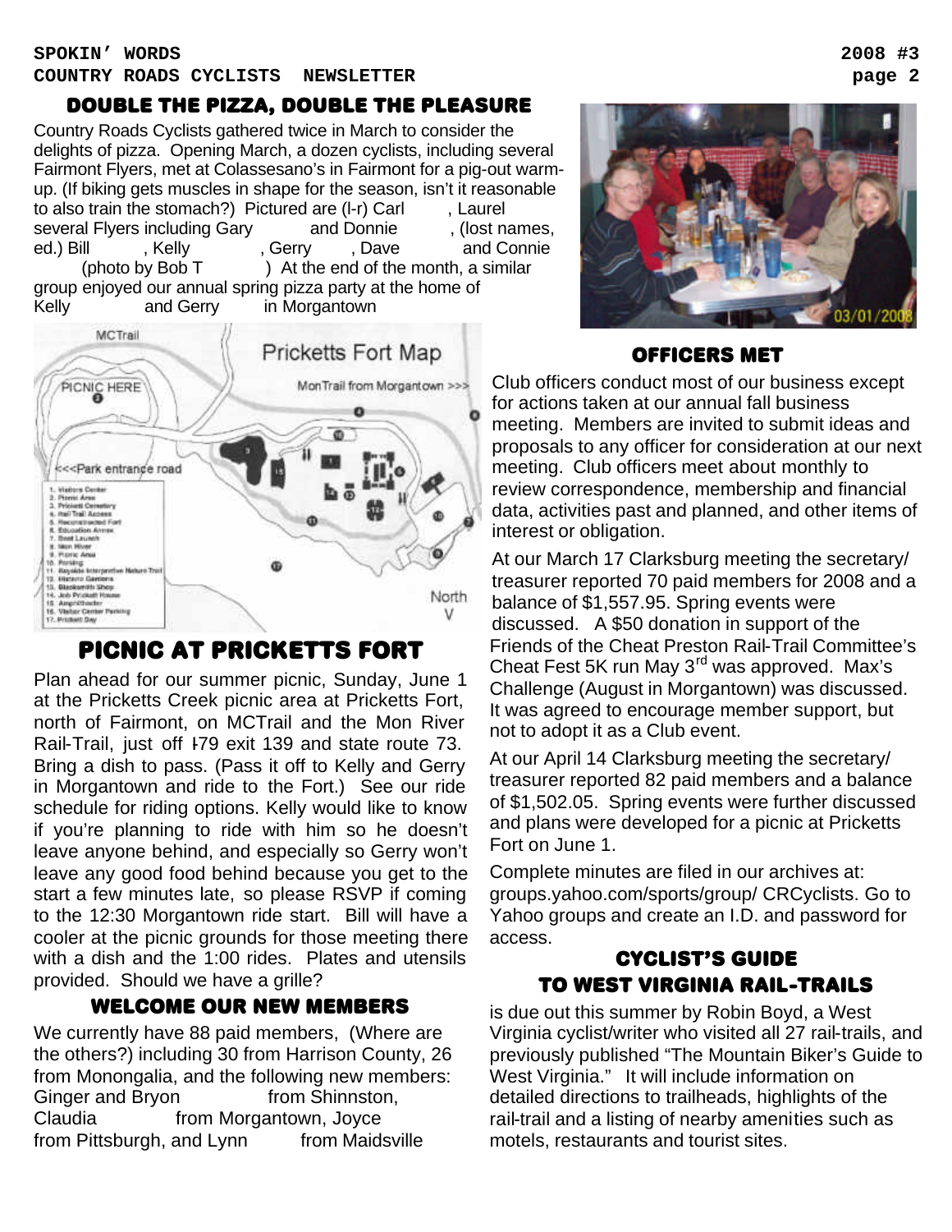## DOUBLE THE PIZZA, DOUBLE THE PLEASURE

Country Roads Cyclists gathered twice in March to consider the delights of pizza. Opening March, a dozen cyclists, including several Fairmont Flyers, met at Colassesano's in Fairmont for a pig-out warm-up. (If biking gets muscles in shape for the season, isn't it reasonable to also train the stomach?) Pictured are (l-r) Carl , Laurel several Flyers including Gary and Donnie , (lost names, ed.) Bill , Kelly , Gerry , Dave and Connie (photo by Bob T ) At the end of the month, a similar group enjoyed our annual spring pizza party at the home of Kelly and Gerry in Morgantown

## PICNIC AT PRICKETTS FORT

Plan ahead for our summer picnic, Sunday, June 1 at the Pricketts Creek picnic area at Pricketts Fort, north of Fairmont, on MCTrail and the Mon River Rail-Trail, just off I-79 exit 139 and state route 73. Bring a dish to pass. (Pass it off to Kelly and Gerry in Morgantown and ride to the Fort.) See our ride schedule for riding options. Kelly would like to know if you're planning to ride with him so he doesn't leave anyone behind, and especially so Gerry won't leave any good food behind because you get to the start a few minutes late, so please RSVP if coming to the 12:30 Morgantown ride start. Bill will have a cooler at the picnic grounds for those meeting there with a dish and the 1:00 rides. Plates and utensils provided. Should we have a grille?

## WELCOME OUR NEW MEMBERS

We currently have 88 paid members, (Where are the others?) including 30 from Harrison County, 26 from Monongalia, and the following new members: Ginger and Bryon from Shinnston, Claudia from Morgantown, Joyce from Pittsburgh, and Lynn from Maidsville

## OFFICERS MET

Club officers conduct most of our business except for actions taken at our annual fall business meeting. Members are invited to submit ideas and proposals to any officer for consideration at our next meeting. Club officers meet about monthly to review correspondence, membership and financial data, activities past and planned, and other items of interest or obligation.

At our March 17 Clarksburg meeting the secretary/treasurer reported 70 paid members for 2008 and a balance of $1,557.95. Spring events were discussed. A $50 donation in support of the Friends of the Cheat Preston Rail-Trail Committee's Cheat Fest 5K run May 3rd was approved. Max's Challenge (August in Morgantown) was discussed. It was agreed to encourage member support, but not to adopt it as a Club event.

At our April 14 Clarksburg meeting the secretary/treasurer reported 82 paid members and a balance of $1,502.05. Spring events were further discussed and plans were developed for a picnic at Pricketts Fort on June 1.

Complete minutes are filed in our archives at: groups.yahoo.com/sports/group/ CRCyclists. Go to Yahoo groups and create an I.D. and password for access.

## CYCLIST'S GUIDE TO WEST VIRGINIA RAIL-TRAILS

is due out this summer by Robin Boyd, a West Virginia cyclist/writer who visited all 27 rail-trails, and previously published "The Mountain Biker's Guide to West Virginia." It will include information on detailed directions to trailheads, highlights of the rail-trail and a listing of nearby amenities such as motels, restaurants and tourist sites.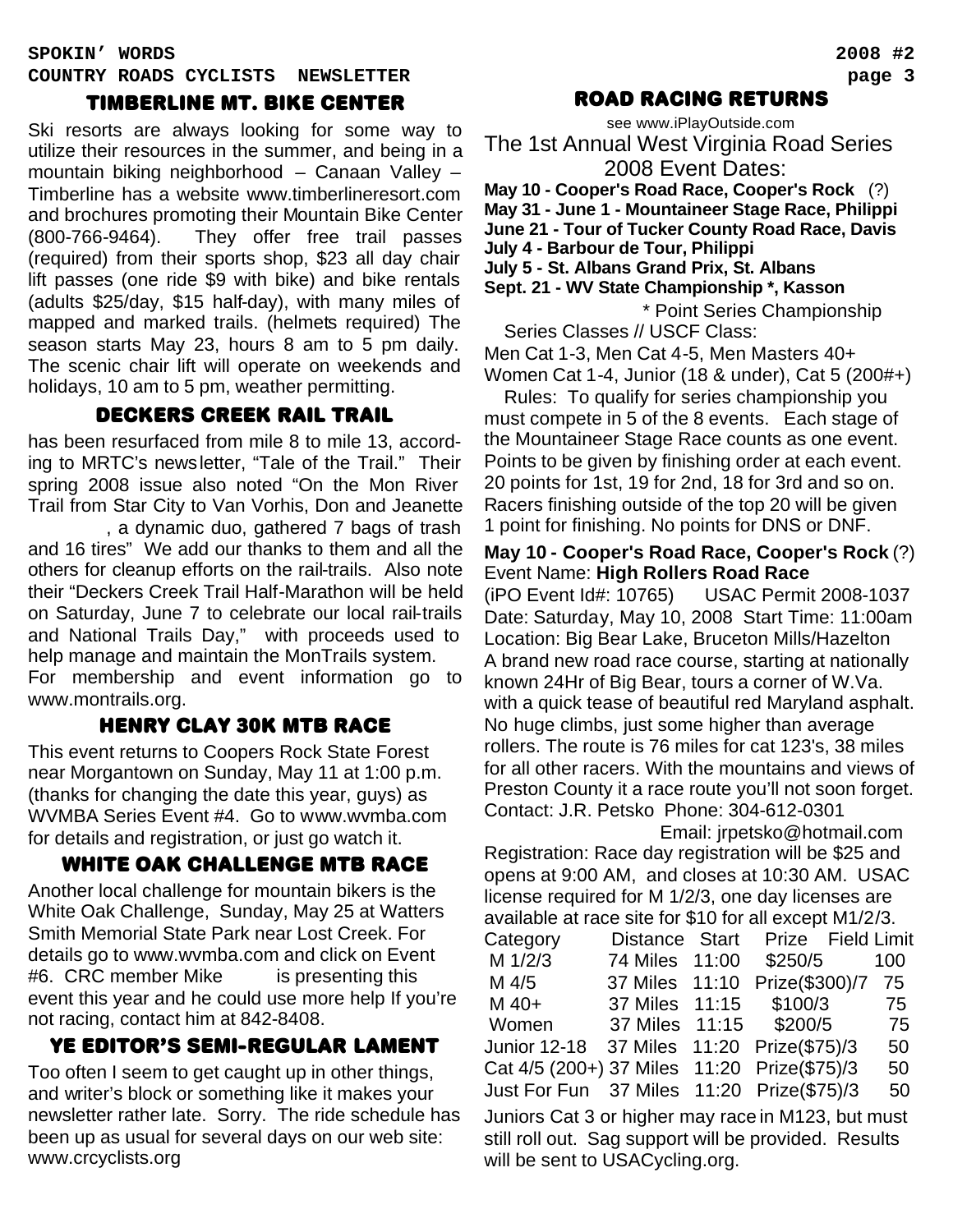## TIMBERLINE MT. BIKE CENTER

Ski resorts are always looking for some way to utilize their resources in the summer, and being in a mountain biking neighborhood – Canaan Valley – Timberline has a website www.timberlineresort.com and brochures promoting their Mountain Bike Center (800-766-9464). They offer free trail passes (required) from their sports shop, $23 all day chair lift passes (one ride $9 with bike) and bike rentals (adults $25/day, $15 half-day), with many miles of mapped and marked trails. (helmets required) The season starts May 23, hours 8 am to 5 pm daily. The scenic chair lift will operate on weekends and holidays, 10 am to 5 pm, weather permitting.

## DECKERS CREEK RAIL TRAIL

has been resurfaced from mile 8 to mile 13, according to MRTC's newsletter, "Tale of the Trail." Their spring 2008 issue also noted "On the Mon River Trail from Star City to Van Vorhis, Don and Jeanette , a dynamic duo, gathered 7 bags of trash and 16 tires" We add our thanks to them and all the others for cleanup efforts on the rail-trails. Also note their "Deckers Creek Trail Half-Marathon will be held on Saturday, June 7 to celebrate our local rail-trails and National Trails Day," with proceeds used to help manage and maintain the MonTrails system. For membership and event information go to www.montrails.org.

## HENRY CLAY 30K MTB RACE

This event returns to Coopers Rock State Forest near Morgantown on Sunday, May 11 at 1:00 p.m. (thanks for changing the date this year, guys) as WVMBA Series Event #4. Go to www.wvmba.com for details and registration, or just go watch it.

## WHITE OAK CHALLENGE MTB RACE

Another local challenge for mountain bikers is the White Oak Challenge, Sunday, May 25 at Watters Smith Memorial State Park near Lost Creek. For details go to www.wvmba.com and click on Event #6. CRC member Mike is presenting this event this year and he could use more help If you're not racing, contact him at 842-8408.

## YE EDITOR'S SEMI-REGULAR LAMENT

Too often I seem to get caught up in other things, and writer's block or something like it makes your newsletter rather late. Sorry. The ride schedule has been up as usual for several days on our web site: www.crcyclists.org

## ROAD RACING RETURNS

see www.iPlayOutside.com

The 1st Annual West Virginia Road Series
2008 Event Dates:

**May 10 - Cooper's Road Race, Cooper's Rock** (?)
**May 31 - June 1 - Mountaineer Stage Race, Philippi**
**June 21 - Tour of Tucker County Road Race, Davis**
**July 4 - Barbour de Tour, Philippi**
**July 5 - St. Albans Grand Prix, St. Albans**
**Sept. 21 - WV State Championship \*, Kasson**

\* Point Series Championship

Series Classes // USCF Class:
Men Cat 1-3, Men Cat 4-5, Men Masters 40+
Women Cat 1-4, Junior (18 & under), Cat 5 (200#+)

Rules: To qualify for series championship you must compete in 5 of the 8 events. Each stage of the Mountaineer Stage Race counts as one event. Points to be given by finishing order at each event. 20 points for 1st, 19 for 2nd, 18 for 3rd and so on. Racers finishing outside of the top 20 will be given 1 point for finishing. No points for DNS or DNF.

**May 10 - Cooper's Road Race, Cooper's Rock** (?)
Event Name: **High Rollers Road Race**
(iPO Event Id#: 10765) USAC Permit 2008-1037
Date: Saturday, May 10, 2008 Start Time: 11:00am
Location: Big Bear Lake, Bruceton Mills/Hazelton
A brand new road race course, starting at nationally known 24Hr of Big Bear, tours a corner of W.Va. with a quick tease of beautiful red Maryland asphalt. No huge climbs, just some higher than average rollers. The route is 76 miles for cat 123's, 38 miles for all other racers. With the mountains and views of Preston County it a race route you'll not soon forget.
Contact: J.R. Petsko Phone: 304-612-0301
Email: jrpetsko@hotmail.com
Registration: Race day registration will be $25 and opens at 9:00 AM, and closes at 10:30 AM. USAC license required for M 1/2/3, one day licenses are available at race site for $10 for all except M1/2/3.

| Category | Distance | Start | Prize | Field Limit |
|---|---|---|---|---|
| M 1/2/3 | 74 Miles | 11:00 | $250/5 | 100 |
| M 4/5 | 37 Miles | 11:10 | Prize($300)/7 | 75 |
| M 40+ | 37 Miles | 11:15 | $100/3 | 75 |
| Women | 37 Miles | 11:15 | $200/5 | 75 |
| Junior 12-18 | 37 Miles | 11:20 | Prize($75)/3 | 50 |
| Cat 4/5 (200+) | 37 Miles | 11:20 | Prize($75)/3 | 50 |
| Just For Fun | 37 Miles | 11:20 | Prize($75)/3 | 50 |

Juniors Cat 3 or higher may race in M123, but must still roll out. Sag support will be provided. Results will be sent to USACycling.org.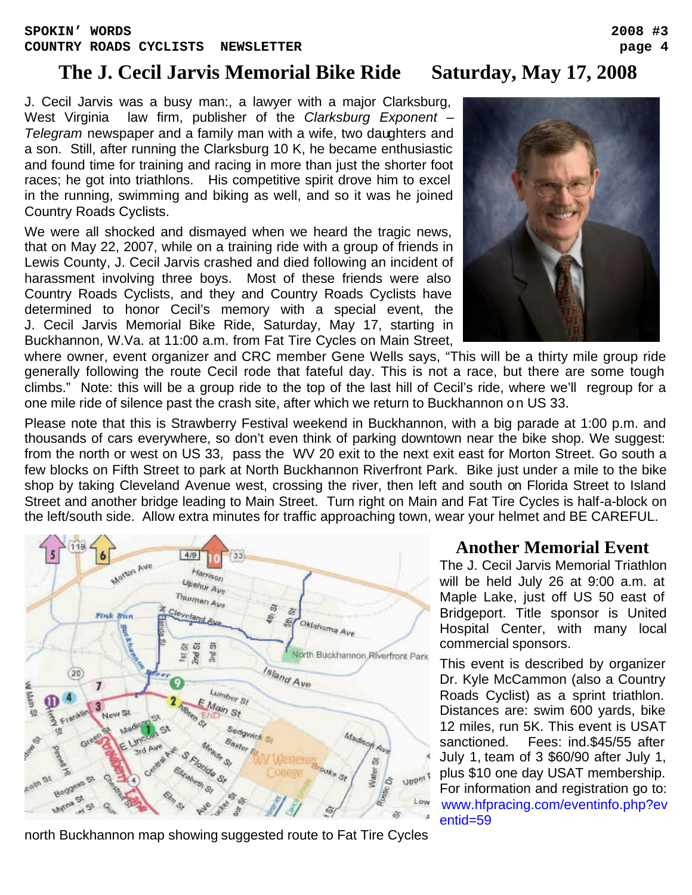# The J. Cecil Jarvis Memorial Bike Ride — Saturday, May 17, 2008

J. Cecil Jarvis was a busy man:, a lawyer with a major Clarksburg, West Virginia law firm, publisher of the *Clarksburg Exponent – Telegram* newspaper and a family man with a wife, two daughters and a son. Still, after running the Clarksburg 10 K, he became enthusiastic and found time for training and racing in more than just the shorter foot races; he got into triathlons. His competitive spirit drove him to excel in the running, swimming and biking as well, and so it was he joined Country Roads Cyclists.

We were all shocked and dismayed when we heard the tragic news, that on May 22, 2007, while on a training ride with a group of friends in Lewis County, J. Cecil Jarvis crashed and died following an incident of harassment involving three boys. Most of these friends were also Country Roads Cyclists, and they and Country Roads Cyclists have determined to honor Cecil's memory with a special event, the J. Cecil Jarvis Memorial Bike Ride, Saturday, May 17, starting in Buckhannon, W.Va. at 11:00 a.m. from Fat Tire Cycles on Main Street, where owner, event organizer and CRC member Gene Wells says, "This will be a thirty mile group ride generally following the route Cecil rode that fateful day. This is not a race, but there are some tough climbs." Note: this will be a group ride to the top of the last hill of Cecil's ride, where we'll regroup for a one mile ride of silence past the crash site, after which we return to Buckhannon on US 33.

Please note that this is Strawberry Festival weekend in Buckhannon, with a big parade at 1:00 p.m. and thousands of cars everywhere, so don't even think of parking downtown near the bike shop. We suggest: from the north or west on US 33, pass the WV 20 exit to the next exit east for Morton Street. Go south a few blocks on Fifth Street to park at North Buckhannon Riverfront Park. Bike just under a mile to the bike shop by taking Cleveland Avenue west, crossing the river, then left and south on Florida Street to Island Street and another bridge leading to Main Street. Turn right on Main and Fat Tire Cycles is half-a-block on the left/south side. Allow extra minutes for traffic approaching town, wear your helmet and BE CAREFUL.

north Buckhannon map showing suggested route to Fat Tire Cycles

## Another Memorial Event

The J. Cecil Jarvis Memorial Triathlon will be held July 26 at 9:00 a.m. at Maple Lake, just off US 50 east of Bridgeport. Title sponsor is United Hospital Center, with many local commercial sponsors.

This event is described by organizer Dr. Kyle McCammon (also a Country Roads Cyclist) as a sprint triathlon. Distances are: swim 600 yards, bike 12 miles, run 5K. This event is USAT sanctioned. Fees: ind.$45/55 after July 1, team of 3 $60/90 after July 1, plus $10 one day USAT membership. For information and registration go to: www.hfpracing.com/eventinfo.php?eventid=59